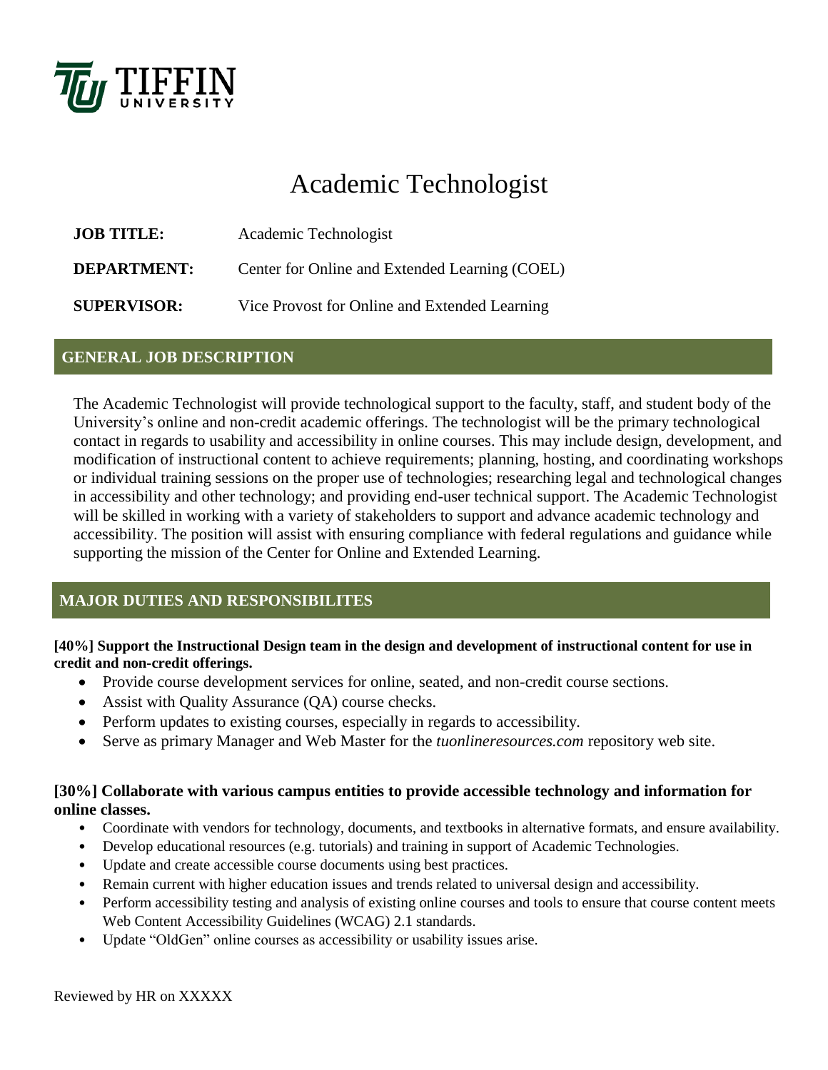# Academic Technologist

**JOB TITLE:** Academic Technologist

**DEPARTMENT:** Center for Online and Extended Learning (COEL)

**SUPERVISOR:** Vice Provost for Online and Extended Learning

## GENERAL JOB DESCRIPTION

The Academic Technologist will provide technological support to the faculty, staff, and student body of the University's online and non-credit academic offerings. The technologist will be the primary technological contact in regards to usability and accessibility in online courses. This may include design, development, and modification of instructional content to achieve requirements; planning, hosting, and coordinating workshops or individual training sessions on the proper use of technologies; researching legal and technological changes in accessibility and other technology; and providing end-user technical support. The Academic Technologist will be skilled in working with a variety of stakeholders to support and advance academic technology and accessibility. The position will assist with ensuring compliance with federal regulations and guidance while supporting the mission of the Center for Online and Extended Learning.

## MAJOR DUTIES AND RESPONSIBILITES

**[40%] Support the Instructional Design team in the design and development of instructional content for use in credit and non-credit offerings.**

- Provide course development services for online, seated, and non-credit course sections.
- Assist with Quality Assurance (QA) course checks.
- Perform updates to existing courses, especially in regards to accessibility.
- Serve as primary Manager and Web Master for the *tuonlineresources.com* repository web site.

**[30%] Collaborate with various campus entities to provide accessible technology and information for online classes.**

- Coordinate with vendors for technology, documents, and textbooks in alternative formats, and ensure availability.
- Develop educational resources (e.g. tutorials) and training in support of Academic Technologies.
- Update and create accessible course documents using best practices.
- Remain current with higher education issues and trends related to universal design and accessibility.
- Perform accessibility testing and analysis of existing online courses and tools to ensure that course content meets Web Content Accessibility Guidelines (WCAG) 2.1 standards.
- Update "OldGen" online courses as accessibility or usability issues arise.

Reviewed by HR on XXXXX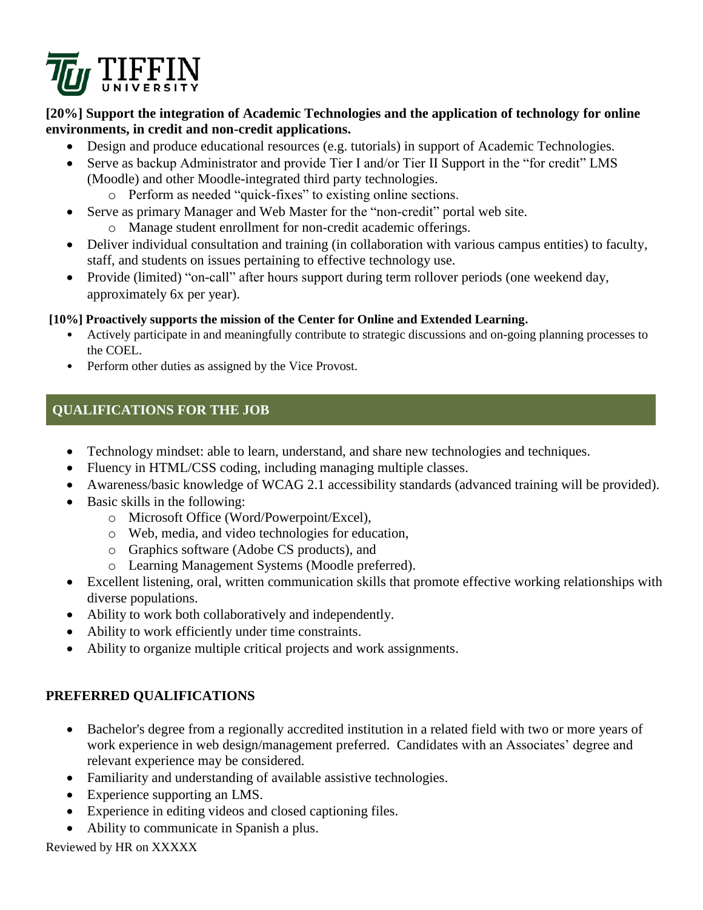**[20%] Support the integration of Academic Technologies and the application of technology for online environments, in credit and non-credit applications.**

- Design and produce educational resources (e.g. tutorials) in support of Academic Technologies.
- Serve as backup Administrator and provide Tier I and/or Tier II Support in the "for credit" LMS (Moodle) and other Moodle-integrated third party technologies.
  - Perform as needed "quick-fixes" to existing online sections.
- Serve as primary Manager and Web Master for the "non-credit" portal web site.
  - Manage student enrollment for non-credit academic offerings.
- Deliver individual consultation and training (in collaboration with various campus entities) to faculty, staff, and students on issues pertaining to effective technology use.
- Provide (limited) "on-call" after hours support during term rollover periods (one weekend day, approximately 6x per year).

**[10%] Proactively supports the mission of the Center for Online and Extended Learning.**

- Actively participate in and meaningfully contribute to strategic discussions and on-going planning processes to the COEL.
- Perform other duties as assigned by the Vice Provost.

## QUALIFICATIONS FOR THE JOB

- Technology mindset: able to learn, understand, and share new technologies and techniques.
- Fluency in HTML/CSS coding, including managing multiple classes.
- Awareness/basic knowledge of WCAG 2.1 accessibility standards (advanced training will be provided).
- Basic skills in the following:
  - Microsoft Office (Word/Powerpoint/Excel),
  - Web, media, and video technologies for education,
  - Graphics software (Adobe CS products), and
  - Learning Management Systems (Moodle preferred).
- Excellent listening, oral, written communication skills that promote effective working relationships with diverse populations.
- Ability to work both collaboratively and independently.
- Ability to work efficiently under time constraints.
- Ability to organize multiple critical projects and work assignments.

## PREFERRED QUALIFICATIONS

- Bachelor's degree from a regionally accredited institution in a related field with two or more years of work experience in web design/management preferred. Candidates with an Associates' degree and relevant experience may be considered.
- Familiarity and understanding of available assistive technologies.
- Experience supporting an LMS.
- Experience in editing videos and closed captioning files.
- Ability to communicate in Spanish a plus.

Reviewed by HR on XXXXX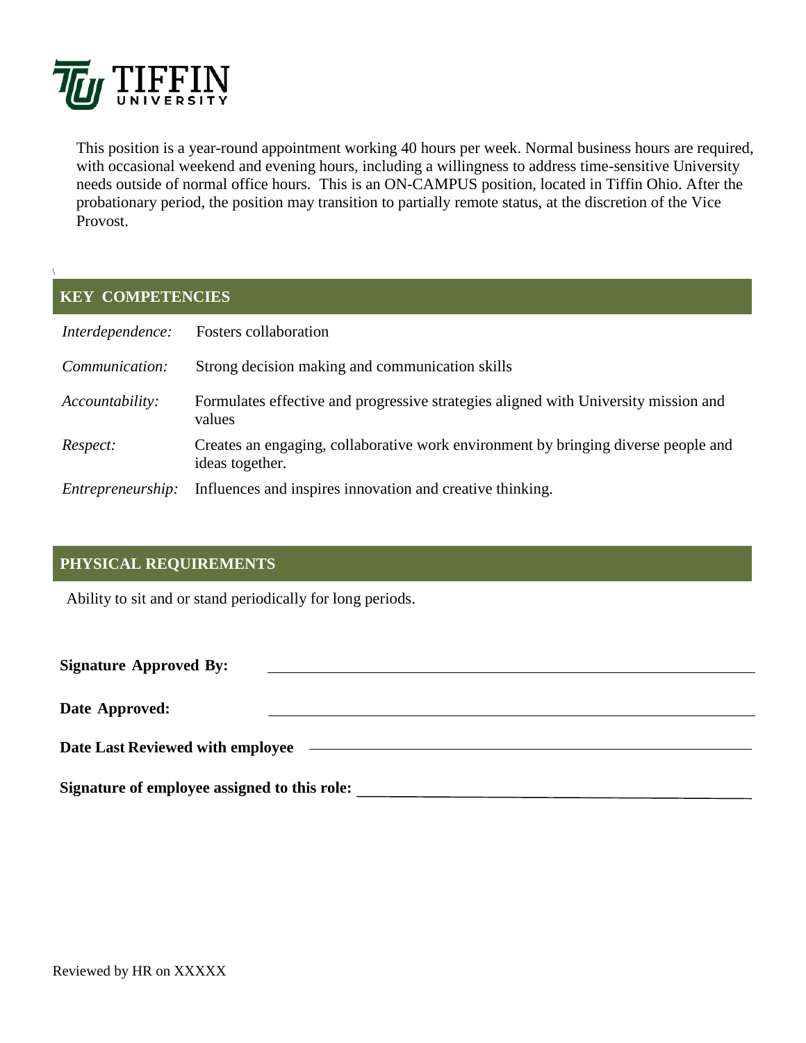This position is a year-round appointment working 40 hours per week. Normal business hours are required, with occasional weekend and evening hours, including a willingness to address time-sensitive University needs outside of normal office hours. This is an ON-CAMPUS position, located in Tiffin Ohio. After the probationary period, the position may transition to partially remote status, at the discretion of the Vice Provost.

\

## KEY COMPETENCIES

| | |
|---|---|
| *Interdependence:* | Fosters collaboration |
| *Communication:* | Strong decision making and communication skills |
| *Accountability:* | Formulates effective and progressive strategies aligned with University mission and values |
| *Respect:* | Creates an engaging, collaborative work environment by bringing diverse people and ideas together. |
| *Entrepreneurship:* | Influences and inspires innovation and creative thinking. |

## PHYSICAL REQUIREMENTS

Ability to sit and or stand periodically for long periods.

**Signature Approved By:** ______________________________

**Date Approved:** ______________________________

**Date Last Reviewed with employee** ______________________________

**Signature of employee assigned to this role:** ______________________________

Reviewed by HR on XXXXX